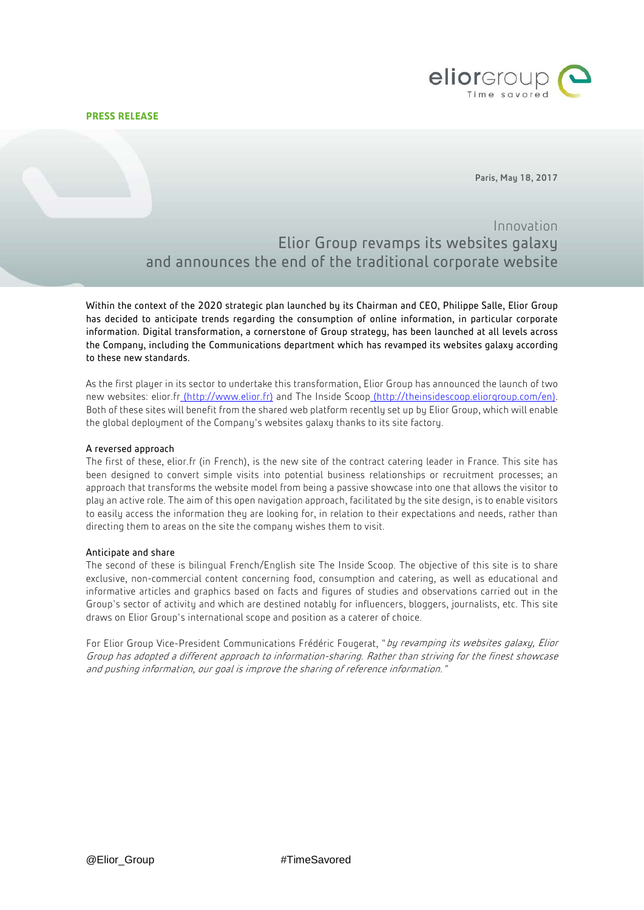**PRESS RELEASE**

**Paris, May 18, 2017**

# Innovation
# Elior Group revamps its websites galaxy and announces the end of the traditional corporate website

Within the context of the 2020 strategic plan launched by its Chairman and CEO, Philippe Salle, Elior Group has decided to anticipate trends regarding the consumption of online information, in particular corporate information. Digital transformation, a cornerstone of Group strategy, has been launched at all levels across the Company, including the Communications department which has revamped its websites galaxy according to these new standards.

As the first player in its sector to undertake this transformation, Elior Group has announced the launch of two new websites: elior.fr (http://www.elior.fr) and The Inside Scoop (http://theinsidescoop.eliorgroup.com/en). Both of these sites will benefit from the shared web platform recently set up by Elior Group, which will enable the global deployment of the Company's websites galaxy thanks to its site factory.

### A reversed approach

The first of these, elior.fr (in French), is the new site of the contract catering leader in France. This site has been designed to convert simple visits into potential business relationships or recruitment processes; an approach that transforms the website model from being a passive showcase into one that allows the visitor to play an active role. The aim of this open navigation approach, facilitated by the site design, is to enable visitors to easily access the information they are looking for, in relation to their expectations and needs, rather than directing them to areas on the site the company wishes them to visit.

### Anticipate and share

The second of these is bilingual French/English site The Inside Scoop. The objective of this site is to share exclusive, non-commercial content concerning food, consumption and catering, as well as educational and informative articles and graphics based on facts and figures of studies and observations carried out in the Group's sector of activity and which are destined notably for influencers, bloggers, journalists, etc. This site draws on Elior Group's international scope and position as a caterer of choice.

For Elior Group Vice-President Communications Frédéric Fougerat, "*by revamping its websites galaxy, Elior Group has adopted a different approach to information-sharing. Rather than striving for the finest showcase and pushing information, our goal is improve the sharing of reference information.*"

@Elior_Group #TimeSavored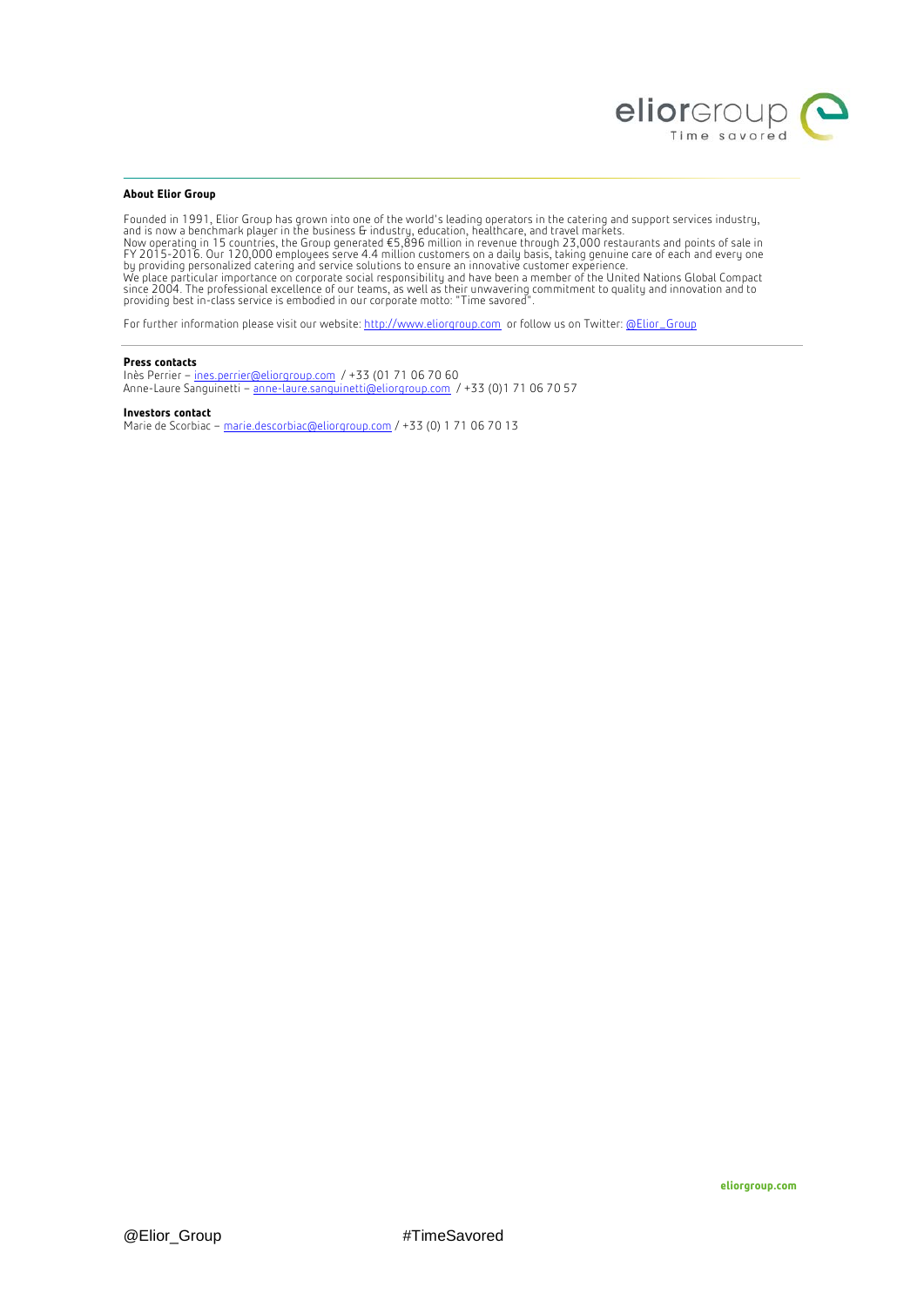**About Elior Group**

Founded in 1991, Elior Group has grown into one of the world's leading operators in the catering and support services industry, and is now a benchmark player in the business & industry, education, healthcare, and travel markets.
Now operating in 15 countries, the Group generated €5,896 million in revenue through 23,000 restaurants and points of sale in FY 2015-2016. Our 120,000 employees serve 4.4 million customers on a daily basis, taking genuine care of each and every one by providing personalized catering and service solutions to ensure an innovative customer experience.
We place particular importance on corporate social responsibility and have been a member of the United Nations Global Compact since 2004. The professional excellence of our teams, as well as their unwavering commitment to quality and innovation and to providing best in-class service is embodied in our corporate motto: "Time savored".

For further information please visit our website: http://www.eliorgroup.com or follow us on Twitter: @Elior_Group

**Press contacts**
Inès Perrier – ines.perrier@eliorgroup.com / +33 (01 71 06 70 60
Anne-Laure Sanguinetti – anne-laure.sanguinetti@eliorgroup.com / +33 (0)1 71 06 70 57

**Investors contact**
Marie de Scorbiac – marie.descorbiac@eliorgroup.com / +33 (0) 1 71 06 70 13

eliorgroup.com

@Elior_Group #TimeSavored